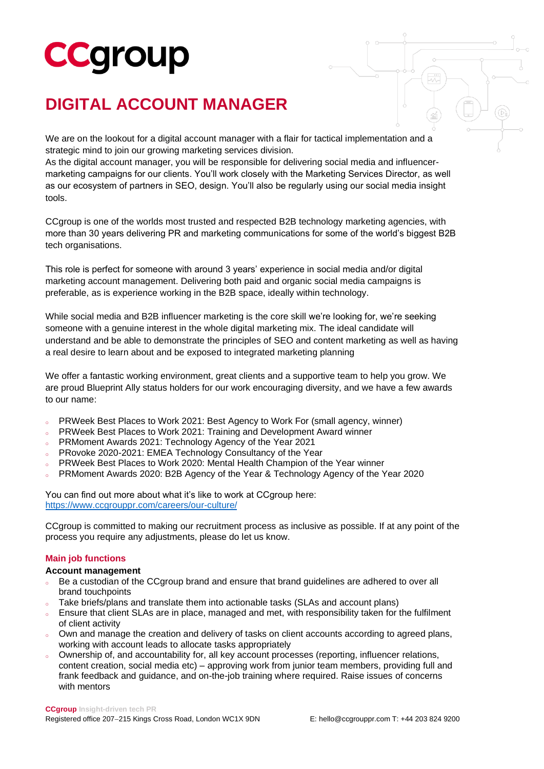# CCgroup

# DIGITAL ACCOUNT MANAGER

We are on the lookout for a digital account manager with a flair for tactical implementation and a strategic mind to join our growing marketing services division.
As the digital account manager, you will be responsible for delivering social media and influencer-marketing campaigns for our clients. You'll work closely with the Marketing Services Director, as well as our ecosystem of partners in SEO, design. You'll also be regularly using our social media insight tools.

CCgroup is one of the worlds most trusted and respected B2B technology marketing agencies, with more than 30 years delivering PR and marketing communications for some of the world's biggest B2B tech organisations.

This role is perfect for someone with around 3 years' experience in social media and/or digital marketing account management. Delivering both paid and organic social media campaigns is preferable, as is experience working in the B2B space, ideally within technology.

While social media and B2B influencer marketing is the core skill we're looking for, we're seeking someone with a genuine interest in the whole digital marketing mix. The ideal candidate will understand and be able to demonstrate the principles of SEO and content marketing as well as having a real desire to learn about and be exposed to integrated marketing planning

We offer a fantastic working environment, great clients and a supportive team to help you grow. We are proud Blueprint Ally status holders for our work encouraging diversity, and we have a few awards to our name:

- PRWeek Best Places to Work 2021: Best Agency to Work For (small agency, winner)
- PRWeek Best Places to Work 2021: Training and Development Award winner
- PRMoment Awards 2021: Technology Agency of the Year 2021
- PRovoke 2020-2021: EMEA Technology Consultancy of the Year
- PRWeek Best Places to Work 2020: Mental Health Champion of the Year winner
- PRMoment Awards 2020: B2B Agency of the Year & Technology Agency of the Year 2020

You can find out more about what it's like to work at CCgroup here:
https://www.ccgrouppr.com/careers/our-culture/

CCgroup is committed to making our recruitment process as inclusive as possible. If at any point of the process you require any adjustments, please do let us know.

## Main job functions

### Account management

- Be a custodian of the CCgroup brand and ensure that brand guidelines are adhered to over all brand touchpoints
- Take briefs/plans and translate them into actionable tasks (SLAs and account plans)
- Ensure that client SLAs are in place, managed and met, with responsibility taken for the fulfilment of client activity
- Own and manage the creation and delivery of tasks on client accounts according to agreed plans, working with account leads to allocate tasks appropriately
- Ownership of, and accountability for, all key account processes (reporting, influencer relations, content creation, social media etc) – approving work from junior team members, providing full and frank feedback and guidance, and on-the-job training where required. Raise issues of concerns with mentors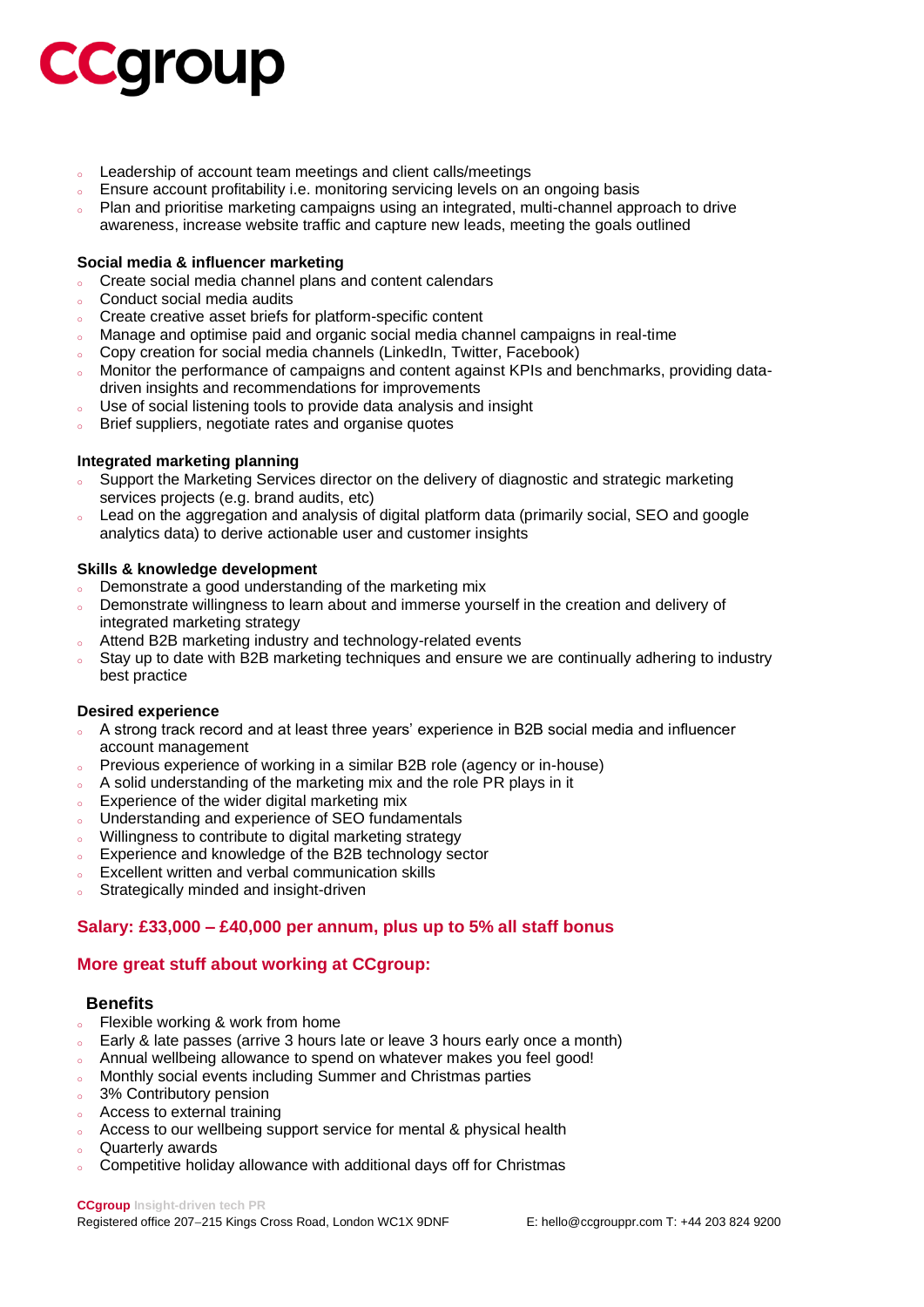- Leadership of account team meetings and client calls/meetings
- Ensure account profitability i.e. monitoring servicing levels on an ongoing basis
- Plan and prioritise marketing campaigns using an integrated, multi-channel approach to drive awareness, increase website traffic and capture new leads, meeting the goals outlined

**Social media & influencer marketing**

- Create social media channel plans and content calendars
- Conduct social media audits
- Create creative asset briefs for platform-specific content
- Manage and optimise paid and organic social media channel campaigns in real-time
- Copy creation for social media channels (LinkedIn, Twitter, Facebook)
- Monitor the performance of campaigns and content against KPIs and benchmarks, providing data-driven insights and recommendations for improvements
- Use of social listening tools to provide data analysis and insight
- Brief suppliers, negotiate rates and organise quotes

**Integrated marketing planning**

- Support the Marketing Services director on the delivery of diagnostic and strategic marketing services projects (e.g. brand audits, etc)
- Lead on the aggregation and analysis of digital platform data (primarily social, SEO and google analytics data) to derive actionable user and customer insights

**Skills & knowledge development**

- Demonstrate a good understanding of the marketing mix
- Demonstrate willingness to learn about and immerse yourself in the creation and delivery of integrated marketing strategy
- Attend B2B marketing industry and technology-related events
- Stay up to date with B2B marketing techniques and ensure we are continually adhering to industry best practice

**Desired experience**

- A strong track record and at least three years' experience in B2B social media and influencer account management
- Previous experience of working in a similar B2B role (agency or in-house)
- A solid understanding of the marketing mix and the role PR plays in it
- Experience of the wider digital marketing mix
- Understanding and experience of SEO fundamentals
- Willingness to contribute to digital marketing strategy
- Experience and knowledge of the B2B technology sector
- Excellent written and verbal communication skills
- Strategically minded and insight-driven

## Salary: £33,000 – £40,000 per annum, plus up to 5% all staff bonus

## More great stuff about working at CCgroup:

### Benefits

- Flexible working & work from home
- Early & late passes (arrive 3 hours late or leave 3 hours early once a month)
- Annual wellbeing allowance to spend on whatever makes you feel good!
- Monthly social events including Summer and Christmas parties
- 3% Contributory pension
- Access to external training
- Access to our wellbeing support service for mental & physical health
- Quarterly awards
- Competitive holiday allowance with additional days off for Christmas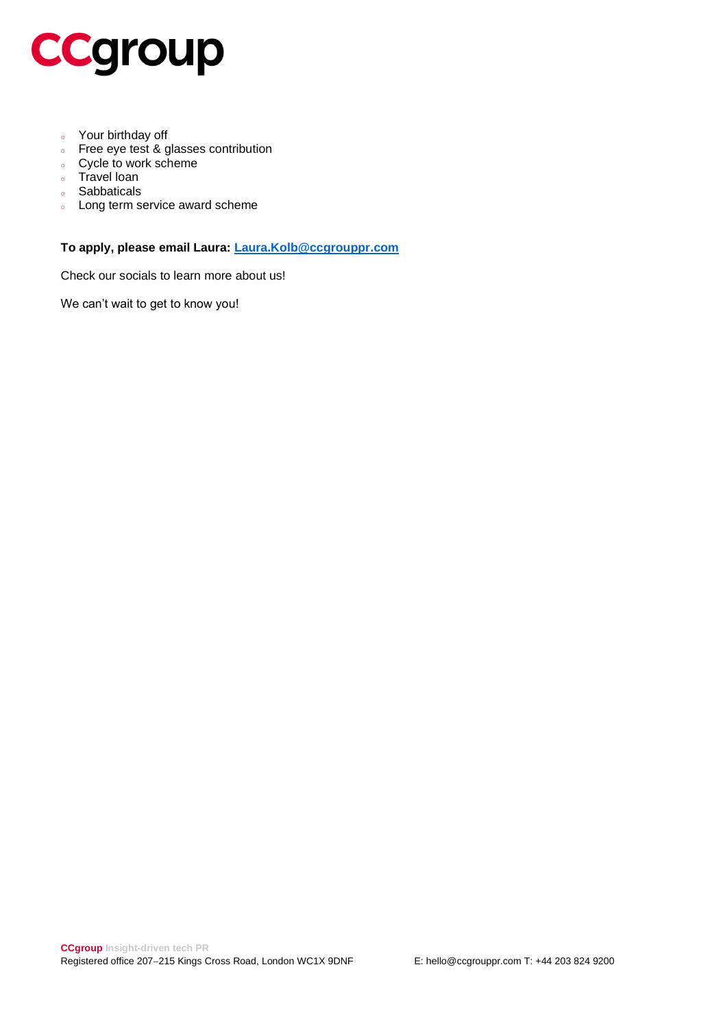- Your birthday off
- Free eye test & glasses contribution
- Cycle to work scheme
- Travel loan
- Sabbaticals
- Long term service award scheme

**To apply, please email Laura: [Laura.Kolb@ccgrouppr.com](mailto:Laura.Kolb@ccgrouppr.com)**

Check our socials to learn more about us!

We can't wait to get to know you!

**CCgroup** Insight-driven tech PR
Registered office 207–215 Kings Cross Road, London WC1X 9DNF E: hello@ccgrouppr.com T: +44 203 824 9200